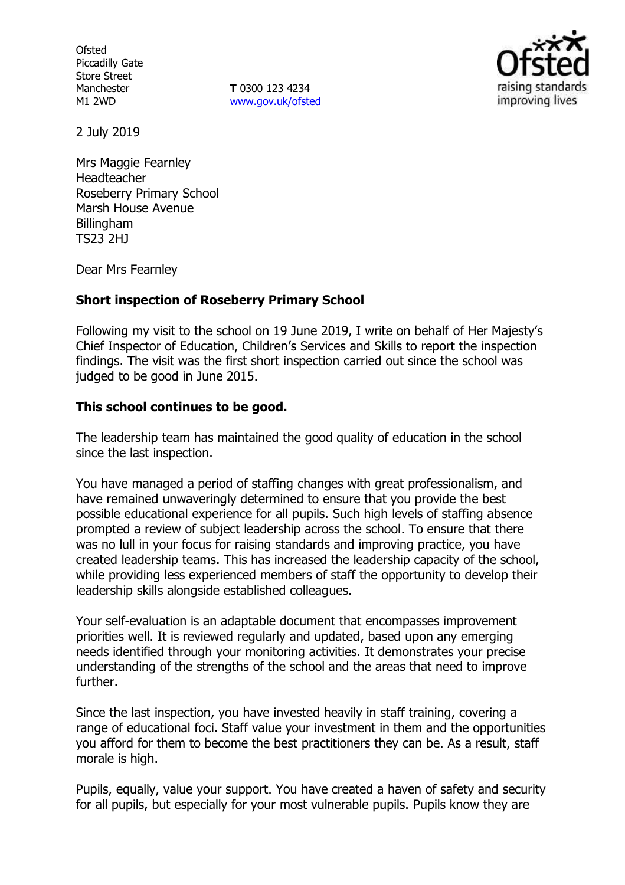Ofsted
Piccadilly Gate
Store Street
Manchester
M1 2WD

**T** 0300 123 4234
www.gov.uk/ofsted

2 July 2019

Mrs Maggie Fearnley
Headteacher
Roseberry Primary School
Marsh House Avenue
Billingham
TS23 2HJ

Dear Mrs Fearnley

**Short inspection of Roseberry Primary School**

Following my visit to the school on 19 June 2019, I write on behalf of Her Majesty's Chief Inspector of Education, Children's Services and Skills to report the inspection findings. The visit was the first short inspection carried out since the school was judged to be good in June 2015.

**This school continues to be good.**

The leadership team has maintained the good quality of education in the school since the last inspection.

You have managed a period of staffing changes with great professionalism, and have remained unwaveringly determined to ensure that you provide the best possible educational experience for all pupils. Such high levels of staffing absence prompted a review of subject leadership across the school. To ensure that there was no lull in your focus for raising standards and improving practice, you have created leadership teams. This has increased the leadership capacity of the school, while providing less experienced members of staff the opportunity to develop their leadership skills alongside established colleagues.

Your self-evaluation is an adaptable document that encompasses improvement priorities well. It is reviewed regularly and updated, based upon any emerging needs identified through your monitoring activities. It demonstrates your precise understanding of the strengths of the school and the areas that need to improve further.

Since the last inspection, you have invested heavily in staff training, covering a range of educational foci. Staff value your investment in them and the opportunities you afford for them to become the best practitioners they can be. As a result, staff morale is high.

Pupils, equally, value your support. You have created a haven of safety and security for all pupils, but especially for your most vulnerable pupils. Pupils know they are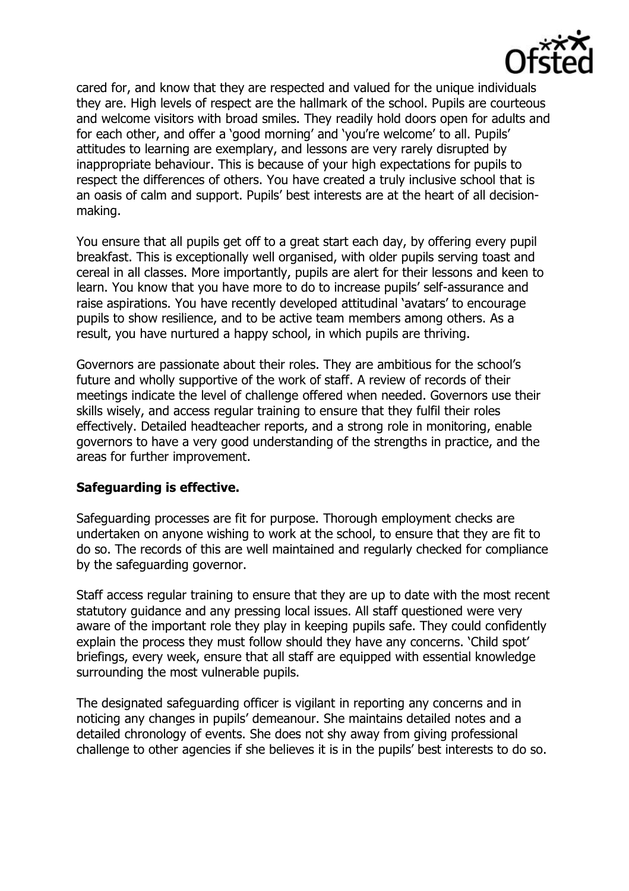cared for, and know that they are respected and valued for the unique individuals they are. High levels of respect are the hallmark of the school. Pupils are courteous and welcome visitors with broad smiles. They readily hold doors open for adults and for each other, and offer a 'good morning' and 'you're welcome' to all. Pupils' attitudes to learning are exemplary, and lessons are very rarely disrupted by inappropriate behaviour. This is because of your high expectations for pupils to respect the differences of others. You have created a truly inclusive school that is an oasis of calm and support. Pupils' best interests are at the heart of all decision-making.

You ensure that all pupils get off to a great start each day, by offering every pupil breakfast. This is exceptionally well organised, with older pupils serving toast and cereal in all classes. More importantly, pupils are alert for their lessons and keen to learn. You know that you have more to do to increase pupils' self-assurance and raise aspirations. You have recently developed attitudinal 'avatars' to encourage pupils to show resilience, and to be active team members among others. As a result, you have nurtured a happy school, in which pupils are thriving.

Governors are passionate about their roles. They are ambitious for the school's future and wholly supportive of the work of staff. A review of records of their meetings indicate the level of challenge offered when needed. Governors use their skills wisely, and access regular training to ensure that they fulfil their roles effectively. Detailed headteacher reports, and a strong role in monitoring, enable governors to have a very good understanding of the strengths in practice, and the areas for further improvement.

**Safeguarding is effective.**

Safeguarding processes are fit for purpose. Thorough employment checks are undertaken on anyone wishing to work at the school, to ensure that they are fit to do so. The records of this are well maintained and regularly checked for compliance by the safeguarding governor.

Staff access regular training to ensure that they are up to date with the most recent statutory guidance and any pressing local issues. All staff questioned were very aware of the important role they play in keeping pupils safe. They could confidently explain the process they must follow should they have any concerns. 'Child spot' briefings, every week, ensure that all staff are equipped with essential knowledge surrounding the most vulnerable pupils.

The designated safeguarding officer is vigilant in reporting any concerns and in noticing any changes in pupils' demeanour. She maintains detailed notes and a detailed chronology of events. She does not shy away from giving professional challenge to other agencies if she believes it is in the pupils' best interests to do so.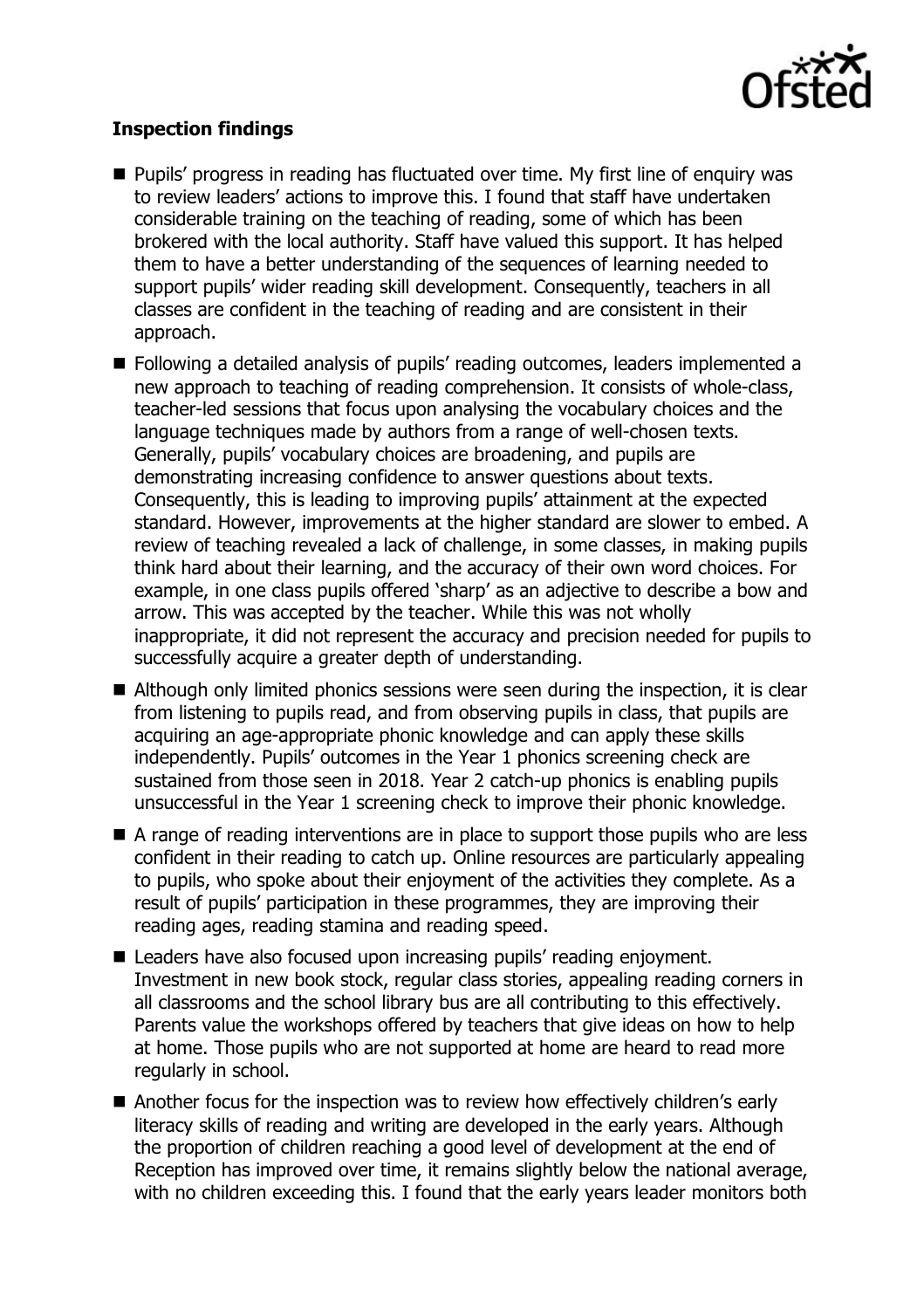**Inspection findings**

- Pupils' progress in reading has fluctuated over time. My first line of enquiry was to review leaders' actions to improve this. I found that staff have undertaken considerable training on the teaching of reading, some of which has been brokered with the local authority. Staff have valued this support. It has helped them to have a better understanding of the sequences of learning needed to support pupils' wider reading skill development. Consequently, teachers in all classes are confident in the teaching of reading and are consistent in their approach.
- Following a detailed analysis of pupils' reading outcomes, leaders implemented a new approach to teaching of reading comprehension. It consists of whole-class, teacher-led sessions that focus upon analysing the vocabulary choices and the language techniques made by authors from a range of well-chosen texts. Generally, pupils' vocabulary choices are broadening, and pupils are demonstrating increasing confidence to answer questions about texts. Consequently, this is leading to improving pupils' attainment at the expected standard. However, improvements at the higher standard are slower to embed. A review of teaching revealed a lack of challenge, in some classes, in making pupils think hard about their learning, and the accuracy of their own word choices. For example, in one class pupils offered 'sharp' as an adjective to describe a bow and arrow. This was accepted by the teacher. While this was not wholly inappropriate, it did not represent the accuracy and precision needed for pupils to successfully acquire a greater depth of understanding.
- Although only limited phonics sessions were seen during the inspection, it is clear from listening to pupils read, and from observing pupils in class, that pupils are acquiring an age-appropriate phonic knowledge and can apply these skills independently. Pupils' outcomes in the Year 1 phonics screening check are sustained from those seen in 2018. Year 2 catch-up phonics is enabling pupils unsuccessful in the Year 1 screening check to improve their phonic knowledge.
- A range of reading interventions are in place to support those pupils who are less confident in their reading to catch up. Online resources are particularly appealing to pupils, who spoke about their enjoyment of the activities they complete. As a result of pupils' participation in these programmes, they are improving their reading ages, reading stamina and reading speed.
- Leaders have also focused upon increasing pupils' reading enjoyment. Investment in new book stock, regular class stories, appealing reading corners in all classrooms and the school library bus are all contributing to this effectively. Parents value the workshops offered by teachers that give ideas on how to help at home. Those pupils who are not supported at home are heard to read more regularly in school.
- Another focus for the inspection was to review how effectively children's early literacy skills of reading and writing are developed in the early years. Although the proportion of children reaching a good level of development at the end of Reception has improved over time, it remains slightly below the national average, with no children exceeding this. I found that the early years leader monitors both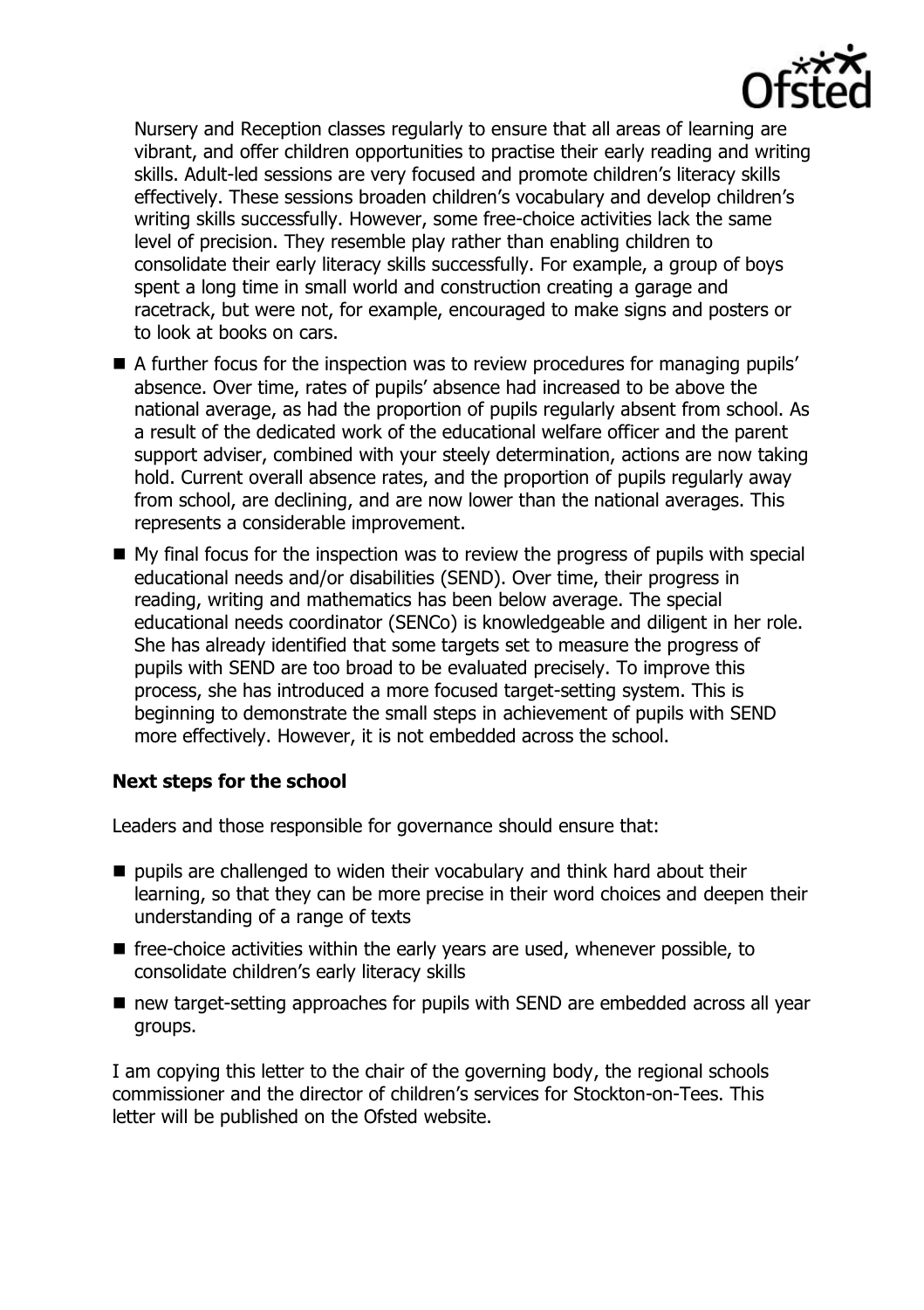Nursery and Reception classes regularly to ensure that all areas of learning are vibrant, and offer children opportunities to practise their early reading and writing skills. Adult-led sessions are very focused and promote children's literacy skills effectively. These sessions broaden children's vocabulary and develop children's writing skills successfully. However, some free-choice activities lack the same level of precision. They resemble play rather than enabling children to consolidate their early literacy skills successfully. For example, a group of boys spent a long time in small world and construction creating a garage and racetrack, but were not, for example, encouraged to make signs and posters or to look at books on cars.

- A further focus for the inspection was to review procedures for managing pupils' absence. Over time, rates of pupils' absence had increased to be above the national average, as had the proportion of pupils regularly absent from school. As a result of the dedicated work of the educational welfare officer and the parent support adviser, combined with your steely determination, actions are now taking hold. Current overall absence rates, and the proportion of pupils regularly away from school, are declining, and are now lower than the national averages. This represents a considerable improvement.
- My final focus for the inspection was to review the progress of pupils with special educational needs and/or disabilities (SEND). Over time, their progress in reading, writing and mathematics has been below average. The special educational needs coordinator (SENCo) is knowledgeable and diligent in her role. She has already identified that some targets set to measure the progress of pupils with SEND are too broad to be evaluated precisely. To improve this process, she has introduced a more focused target-setting system. This is beginning to demonstrate the small steps in achievement of pupils with SEND more effectively. However, it is not embedded across the school.

## Next steps for the school

Leaders and those responsible for governance should ensure that:

- pupils are challenged to widen their vocabulary and think hard about their learning, so that they can be more precise in their word choices and deepen their understanding of a range of texts
- free-choice activities within the early years are used, whenever possible, to consolidate children's early literacy skills
- new target-setting approaches for pupils with SEND are embedded across all year groups.

I am copying this letter to the chair of the governing body, the regional schools commissioner and the director of children's services for Stockton-on-Tees. This letter will be published on the Ofsted website.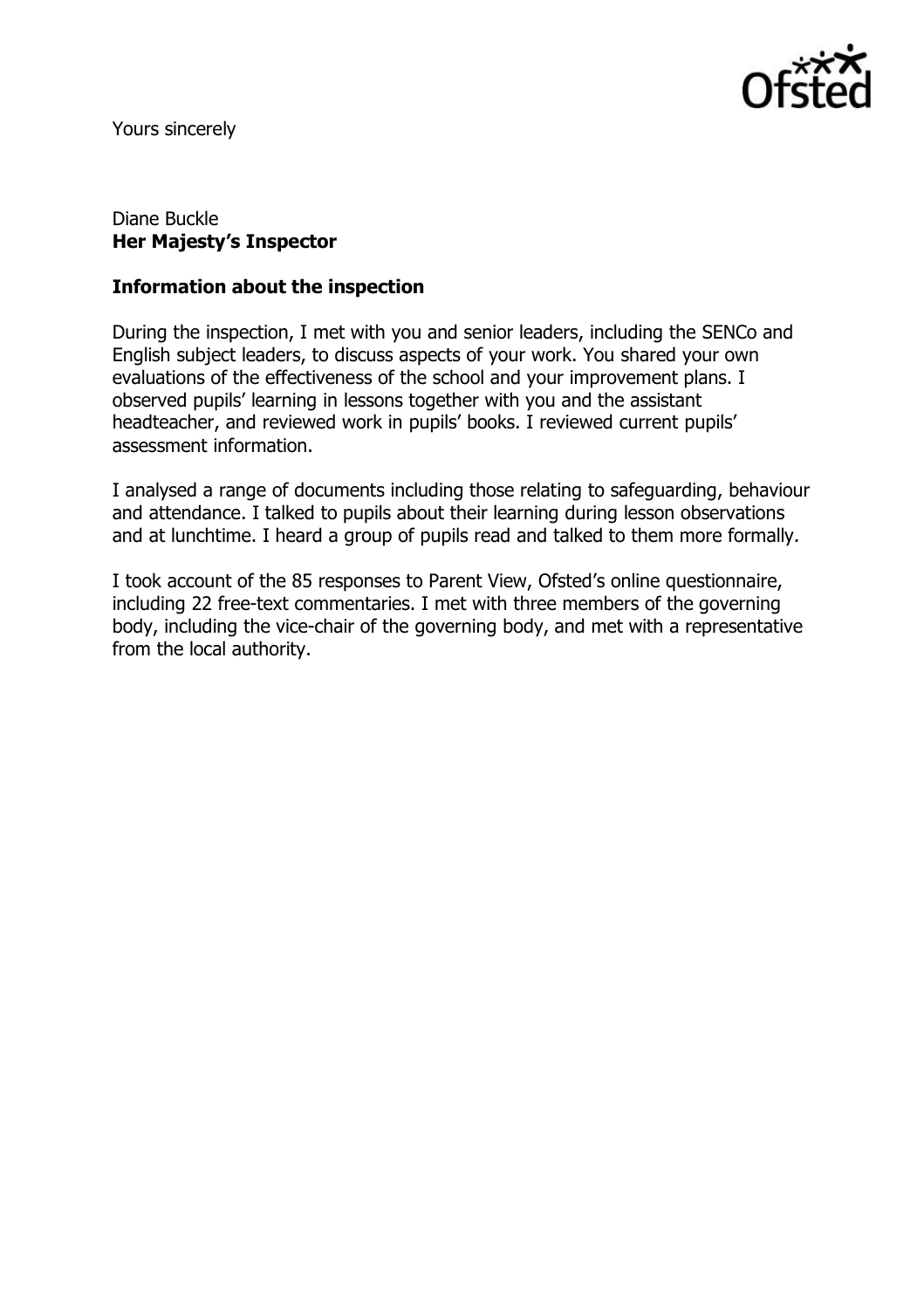Yours sincerely

Diane Buckle
**Her Majesty's Inspector**

**Information about the inspection**

During the inspection, I met with you and senior leaders, including the SENCo and English subject leaders, to discuss aspects of your work. You shared your own evaluations of the effectiveness of the school and your improvement plans. I observed pupils' learning in lessons together with you and the assistant headteacher, and reviewed work in pupils' books. I reviewed current pupils' assessment information.

I analysed a range of documents including those relating to safeguarding, behaviour and attendance. I talked to pupils about their learning during lesson observations and at lunchtime. I heard a group of pupils read and talked to them more formally.

I took account of the 85 responses to Parent View, Ofsted's online questionnaire, including 22 free-text commentaries. I met with three members of the governing body, including the vice-chair of the governing body, and met with a representative from the local authority.